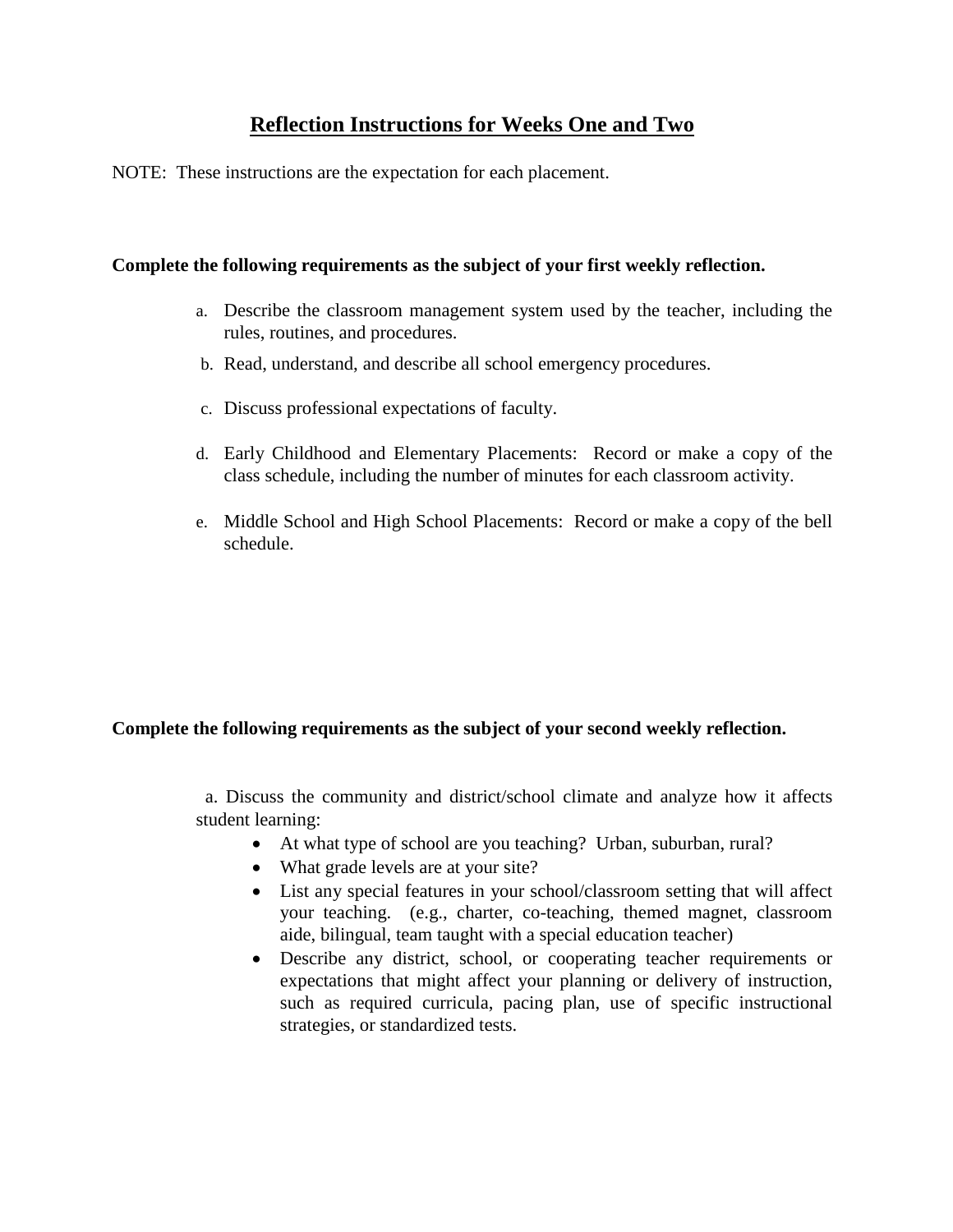# Reflection Instructions for Weeks One and Two

NOTE: These instructions are the expectation for each placement.

**Complete the following requirements as the subject of your first weekly reflection.**

a. Describe the classroom management system used by the teacher, including the rules, routines, and procedures.
b. Read, understand, and describe all school emergency procedures.
c. Discuss professional expectations of faculty.
d. Early Childhood and Elementary Placements: Record or make a copy of the class schedule, including the number of minutes for each classroom activity.
e. Middle School and High School Placements: Record or make a copy of the bell schedule.

**Complete the following requirements as the subject of your second weekly reflection.**

a. Discuss the community and district/school climate and analyze how it affects student learning:

- At what type of school are you teaching? Urban, suburban, rural?
- What grade levels are at your site?
- List any special features in your school/classroom setting that will affect your teaching. (e.g., charter, co-teaching, themed magnet, classroom aide, bilingual, team taught with a special education teacher)
- Describe any district, school, or cooperating teacher requirements or expectations that might affect your planning or delivery of instruction, such as required curricula, pacing plan, use of specific instructional strategies, or standardized tests.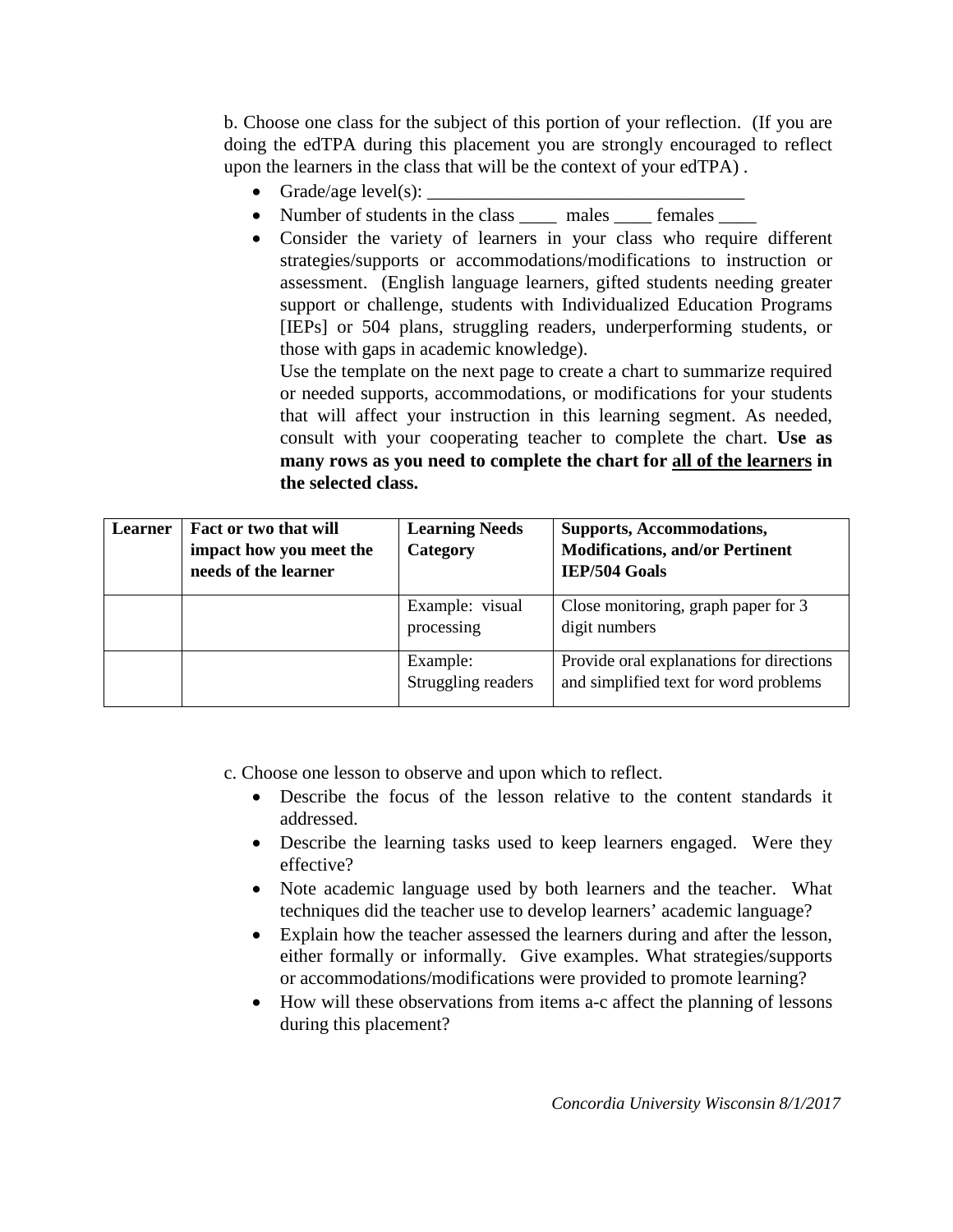b. Choose one class for the subject of this portion of your reflection. (If you are doing the edTPA during this placement you are strongly encouraged to reflect upon the learners in the class that will be the context of your edTPA) .

- Grade/age level(s): ___________________________________
- Number of students in the class ____ males ____ females ____
- Consider the variety of learners in your class who require different strategies/supports or accommodations/modifications to instruction or assessment. (English language learners, gifted students needing greater support or challenge, students with Individualized Education Programs [IEPs] or 504 plans, struggling readers, underperforming students, or those with gaps in academic knowledge).

  Use the template on the next page to create a chart to summarize required or needed supports, accommodations, or modifications for your students that will affect your instruction in this learning segment. As needed, consult with your cooperating teacher to complete the chart. **Use as many rows as you need to complete the chart for <u>all of the learners</u> in the selected class.**

| **Learner** | **Fact or two that will impact how you meet the needs of the learner** | **Learning Needs Category** | **Supports, Accommodations, Modifications, and/or Pertinent IEP/504 Goals** |
|---|---|---|---|
| | | Example: visual processing | Close monitoring, graph paper for 3 digit numbers |
| | | Example: Struggling readers | Provide oral explanations for directions and simplified text for word problems |

c. Choose one lesson to observe and upon which to reflect.

- Describe the focus of the lesson relative to the content standards it addressed.
- Describe the learning tasks used to keep learners engaged. Were they effective?
- Note academic language used by both learners and the teacher. What techniques did the teacher use to develop learners' academic language?
- Explain how the teacher assessed the learners during and after the lesson, either formally or informally. Give examples. What strategies/supports or accommodations/modifications were provided to promote learning?
- How will these observations from items a-c affect the planning of lessons during this placement?